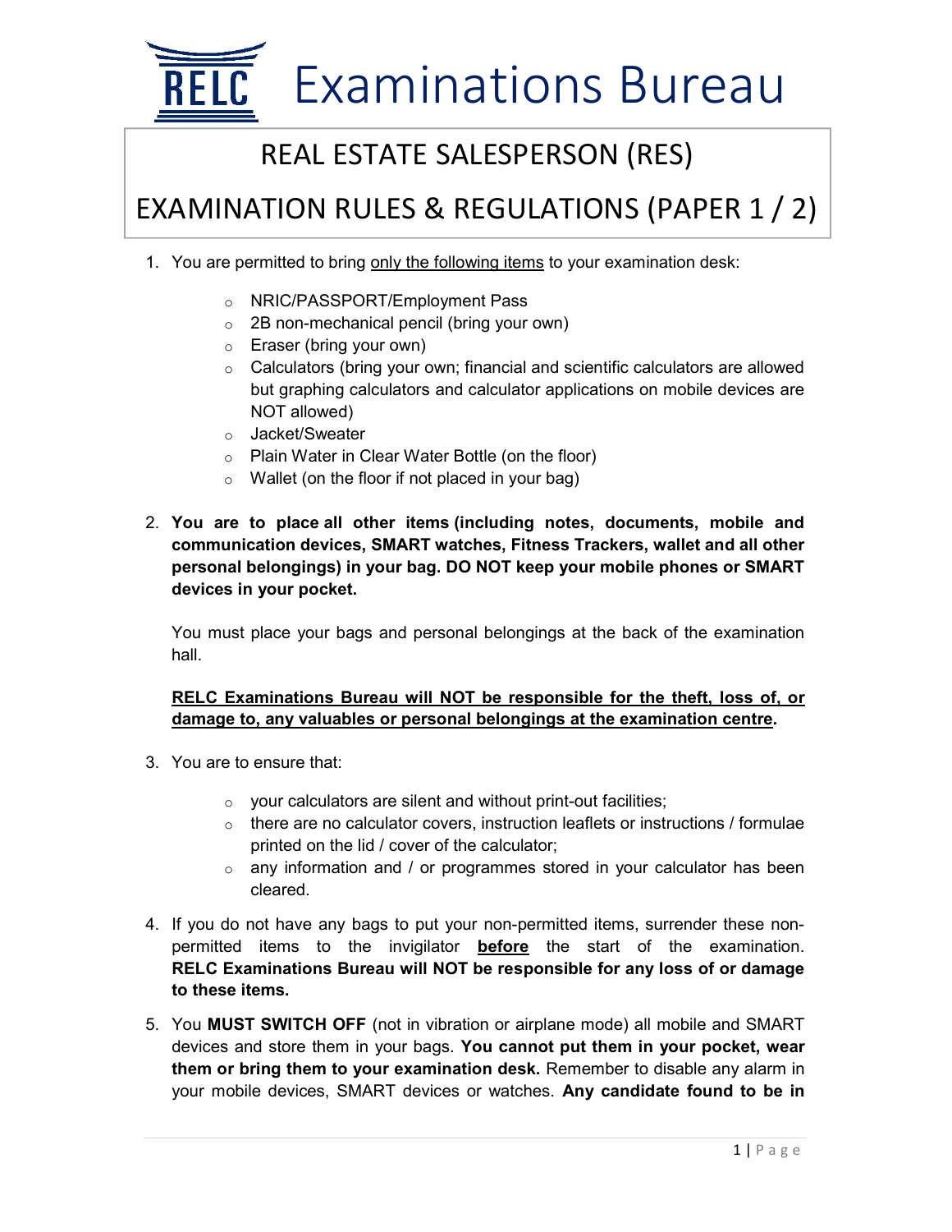# RELC Examinations Bureau

## REAL ESTATE SALESPERSON (RES)

## EXAMINATION RULES & REGULATIONS (PAPER 1 / 2)

1. You are permitted to bring only the following items to your examination desk:

   - NRIC/PASSPORT/Employment Pass
   - 2B non-mechanical pencil (bring your own)
   - Eraser (bring your own)
   - Calculators (bring your own; financial and scientific calculators are allowed but graphing calculators and calculator applications on mobile devices are NOT allowed)
   - Jacket/Sweater
   - Plain Water in Clear Water Bottle (on the floor)
   - Wallet (on the floor if not placed in your bag)

2. **You are to place all other items (including notes, documents, mobile and communication devices, SMART watches, Fitness Trackers, wallet and all other personal belongings) in your bag. DO NOT keep your mobile phones or SMART devices in your pocket.**

   You must place your bags and personal belongings at the back of the examination hall.

   **RELC Examinations Bureau will NOT be responsible for the theft, loss of, or damage to, any valuables or personal belongings at the examination centre.**

3. You are to ensure that:

   - your calculators are silent and without print-out facilities;
   - there are no calculator covers, instruction leaflets or instructions / formulae printed on the lid / cover of the calculator;
   - any information and / or programmes stored in your calculator has been cleared.

4. If you do not have any bags to put your non-permitted items, surrender these non-permitted items to the invigilator **before** the start of the examination. **RELC Examinations Bureau will NOT be responsible for any loss of or damage to these items.**

5. You **MUST SWITCH OFF** (not in vibration or airplane mode) all mobile and SMART devices and store them in your bags. **You cannot put them in your pocket, wear them or bring them to your examination desk.** Remember to disable any alarm in your mobile devices, SMART devices or watches. **Any candidate found to be in**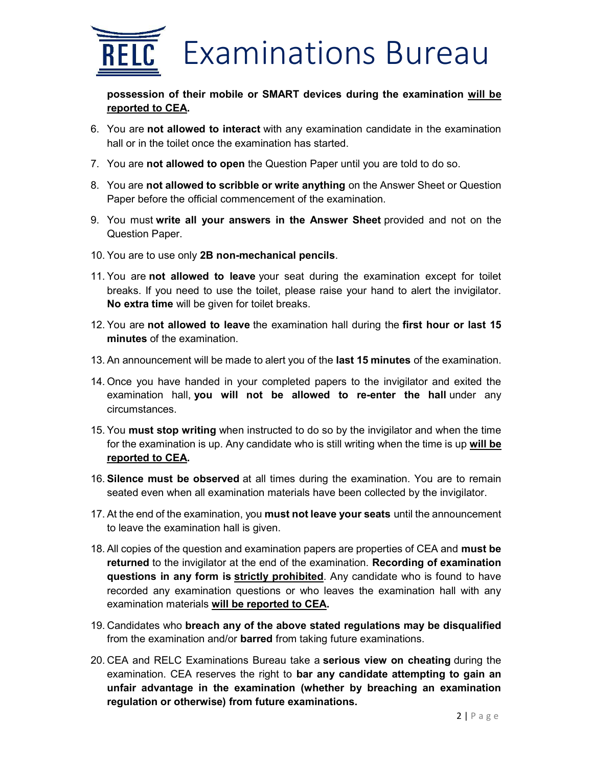possession of their mobile or SMART devices during the examination **will be reported to CEA.**

6. You are **not allowed to interact** with any examination candidate in the examination hall or in the toilet once the examination has started.
7. You are **not allowed to open** the Question Paper until you are told to do so.
8. You are **not allowed to scribble or write anything** on the Answer Sheet or Question Paper before the official commencement of the examination.
9. You must **write all your answers in the Answer Sheet** provided and not on the Question Paper.
10. You are to use only **2B non-mechanical pencils**.
11. You are **not allowed to leave** your seat during the examination except for toilet breaks. If you need to use the toilet, please raise your hand to alert the invigilator. **No extra time** will be given for toilet breaks.
12. You are **not allowed to leave** the examination hall during the **first hour or last 15 minutes** of the examination.
13. An announcement will be made to alert you of the **last 15 minutes** of the examination.
14. Once you have handed in your completed papers to the invigilator and exited the examination hall, **you will not be allowed to re-enter the hall** under any circumstances.
15. You **must stop writing** when instructed to do so by the invigilator and when the time for the examination is up. Any candidate who is still writing when the time is up **will be reported to CEA.**
16. **Silence must be observed** at all times during the examination. You are to remain seated even when all examination materials have been collected by the invigilator.
17. At the end of the examination, you **must not leave your seats** until the announcement to leave the examination hall is given.
18. All copies of the question and examination papers are properties of CEA and **must be returned** to the invigilator at the end of the examination. **Recording of examination questions in any form is strictly prohibited**. Any candidate who is found to have recorded any examination questions or who leaves the examination hall with any examination materials **will be reported to CEA.**
19. Candidates who **breach any of the above stated regulations may be disqualified** from the examination and/or **barred** from taking future examinations.
20. CEA and RELC Examinations Bureau take a **serious view on cheating** during the examination. CEA reserves the right to **bar any candidate attempting to gain an unfair advantage in the examination (whether by breaching an examination regulation or otherwise) from future examinations.**